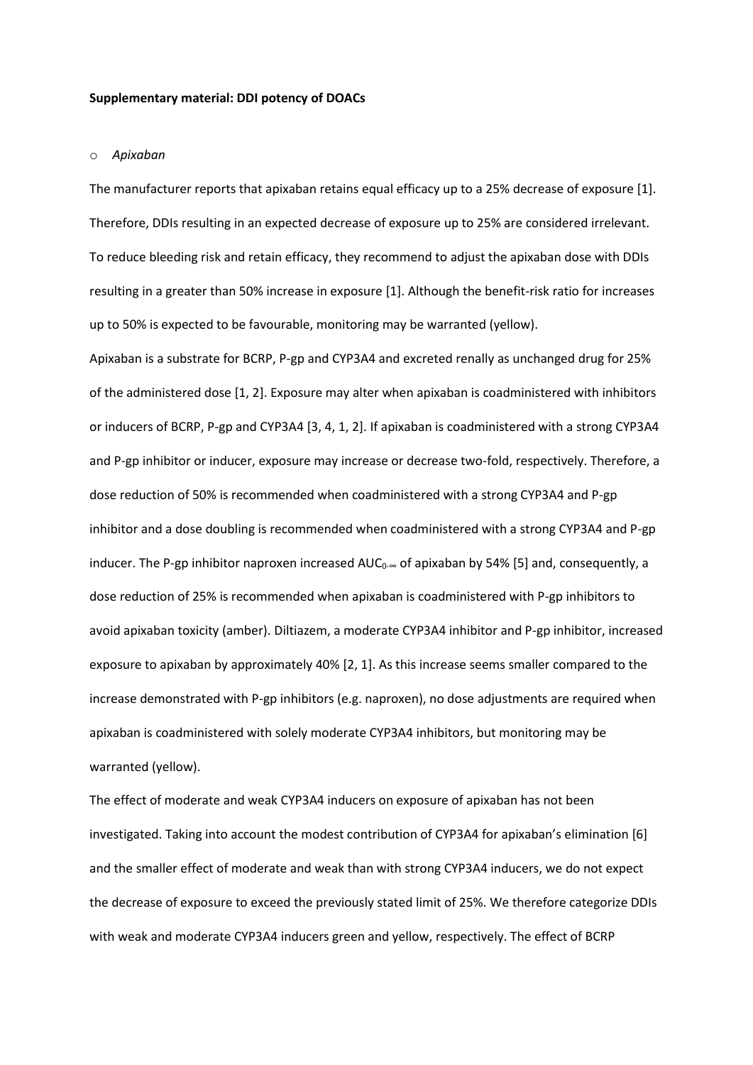**Supplementary material: DDI potency of DOACs**

- *Apixaban*

The manufacturer reports that apixaban retains equal efficacy up to a 25% decrease of exposure [1]. Therefore, DDIs resulting in an expected decrease of exposure up to 25% are considered irrelevant. To reduce bleeding risk and retain efficacy, they recommend to adjust the apixaban dose with DDIs resulting in a greater than 50% increase in exposure [1]. Although the benefit-risk ratio for increases up to 50% is expected to be favourable, monitoring may be warranted (yellow).

Apixaban is a substrate for BCRP, P-gp and CYP3A4 and excreted renally as unchanged drug for 25% of the administered dose [1, 2]. Exposure may alter when apixaban is coadministered with inhibitors or inducers of BCRP, P-gp and CYP3A4 [3, 4, 1, 2]. If apixaban is coadministered with a strong CYP3A4 and P-gp inhibitor or inducer, exposure may increase or decrease two-fold, respectively. Therefore, a dose reduction of 50% is recommended when coadministered with a strong CYP3A4 and P-gp inhibitor and a dose doubling is recommended when coadministered with a strong CYP3A4 and P-gp inducer. The P-gp inhibitor naproxen increased $AUC_{0-\infty}$ of apixaban by 54% [5] and, consequently, a dose reduction of 25% is recommended when apixaban is coadministered with P-gp inhibitors to avoid apixaban toxicity (amber). Diltiazem, a moderate CYP3A4 inhibitor and P-gp inhibitor, increased exposure to apixaban by approximately 40% [2, 1]. As this increase seems smaller compared to the increase demonstrated with P-gp inhibitors (e.g. naproxen), no dose adjustments are required when apixaban is coadministered with solely moderate CYP3A4 inhibitors, but monitoring may be warranted (yellow).

The effect of moderate and weak CYP3A4 inducers on exposure of apixaban has not been investigated. Taking into account the modest contribution of CYP3A4 for apixaban's elimination [6] and the smaller effect of moderate and weak than with strong CYP3A4 inducers, we do not expect the decrease of exposure to exceed the previously stated limit of 25%. We therefore categorize DDIs with weak and moderate CYP3A4 inducers green and yellow, respectively. The effect of BCRP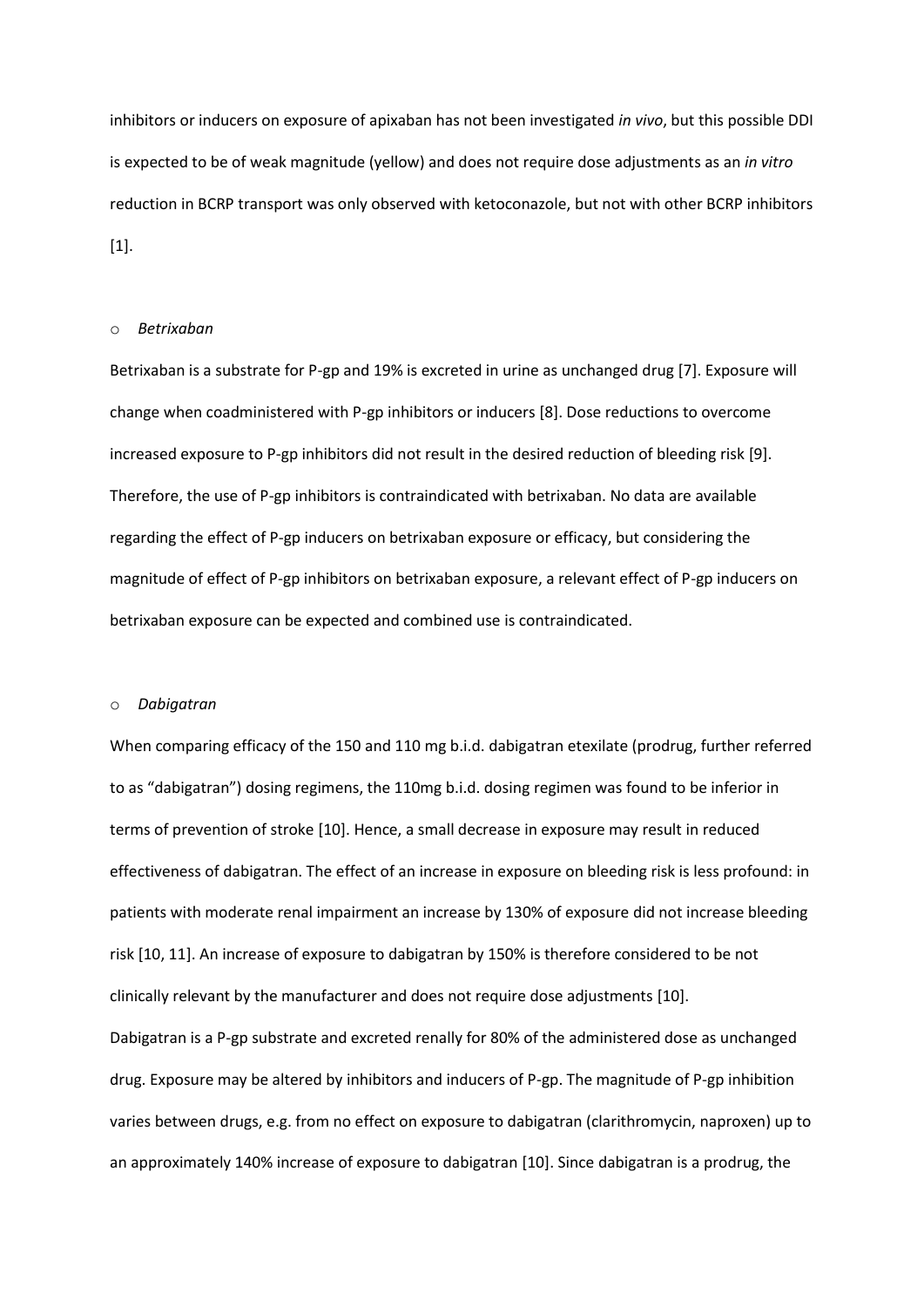inhibitors or inducers on exposure of apixaban has not been investigated *in vivo*, but this possible DDI is expected to be of weak magnitude (yellow) and does not require dose adjustments as an *in vitro* reduction in BCRP transport was only observed with ketoconazole, but not with other BCRP inhibitors [1].

- *Betrixaban*

Betrixaban is a substrate for P-gp and 19% is excreted in urine as unchanged drug [7]. Exposure will change when coadministered with P-gp inhibitors or inducers [8]. Dose reductions to overcome increased exposure to P-gp inhibitors did not result in the desired reduction of bleeding risk [9]. Therefore, the use of P-gp inhibitors is contraindicated with betrixaban. No data are available regarding the effect of P-gp inducers on betrixaban exposure or efficacy, but considering the magnitude of effect of P-gp inhibitors on betrixaban exposure, a relevant effect of P-gp inducers on betrixaban exposure can be expected and combined use is contraindicated.

- *Dabigatran*

When comparing efficacy of the 150 and 110 mg b.i.d. dabigatran etexilate (prodrug, further referred to as "dabigatran") dosing regimens, the 110mg b.i.d. dosing regimen was found to be inferior in terms of prevention of stroke [10]. Hence, a small decrease in exposure may result in reduced effectiveness of dabigatran. The effect of an increase in exposure on bleeding risk is less profound: in patients with moderate renal impairment an increase by 130% of exposure did not increase bleeding risk [10, 11]. An increase of exposure to dabigatran by 150% is therefore considered to be not clinically relevant by the manufacturer and does not require dose adjustments [10].

Dabigatran is a P-gp substrate and excreted renally for 80% of the administered dose as unchanged drug. Exposure may be altered by inhibitors and inducers of P-gp. The magnitude of P-gp inhibition varies between drugs, e.g. from no effect on exposure to dabigatran (clarithromycin, naproxen) up to an approximately 140% increase of exposure to dabigatran [10]. Since dabigatran is a prodrug, the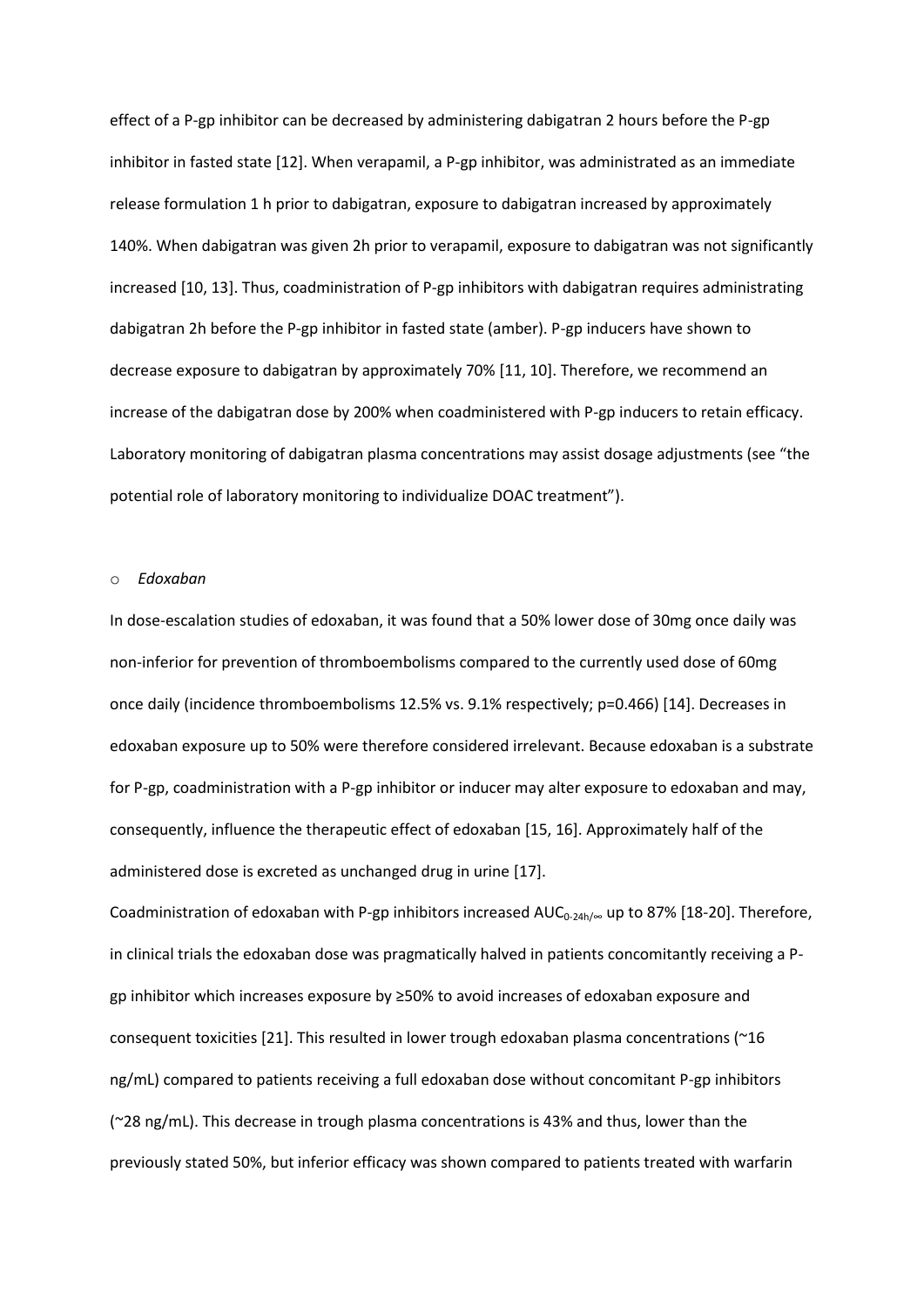effect of a P-gp inhibitor can be decreased by administering dabigatran 2 hours before the P-gp inhibitor in fasted state [12]. When verapamil, a P-gp inhibitor, was administrated as an immediate release formulation 1 h prior to dabigatran, exposure to dabigatran increased by approximately 140%. When dabigatran was given 2h prior to verapamil, exposure to dabigatran was not significantly increased [10, 13]. Thus, coadministration of P-gp inhibitors with dabigatran requires administrating dabigatran 2h before the P-gp inhibitor in fasted state (amber). P-gp inducers have shown to decrease exposure to dabigatran by approximately 70% [11, 10]. Therefore, we recommend an increase of the dabigatran dose by 200% when coadministered with P-gp inducers to retain efficacy. Laboratory monitoring of dabigatran plasma concentrations may assist dosage adjustments (see "the potential role of laboratory monitoring to individualize DOAC treatment").

- *Edoxaban*

In dose-escalation studies of edoxaban, it was found that a 50% lower dose of 30mg once daily was non-inferior for prevention of thromboembolisms compared to the currently used dose of 60mg once daily (incidence thromboembolisms 12.5% vs. 9.1% respectively; p=0.466) [14]. Decreases in edoxaban exposure up to 50% were therefore considered irrelevant. Because edoxaban is a substrate for P-gp, coadministration with a P-gp inhibitor or inducer may alter exposure to edoxaban and may, consequently, influence the therapeutic effect of edoxaban [15, 16]. Approximately half of the administered dose is excreted as unchanged drug in urine [17].

Coadministration of edoxaban with P-gp inhibitors increased $AUC_{0\text{-}24h/\infty}$ up to 87% [18-20]. Therefore, in clinical trials the edoxaban dose was pragmatically halved in patients concomitantly receiving a P-gp inhibitor which increases exposure by ≥50% to avoid increases of edoxaban exposure and consequent toxicities [21]. This resulted in lower trough edoxaban plasma concentrations (~16 ng/mL) compared to patients receiving a full edoxaban dose without concomitant P-gp inhibitors (~28 ng/mL). This decrease in trough plasma concentrations is 43% and thus, lower than the previously stated 50%, but inferior efficacy was shown compared to patients treated with warfarin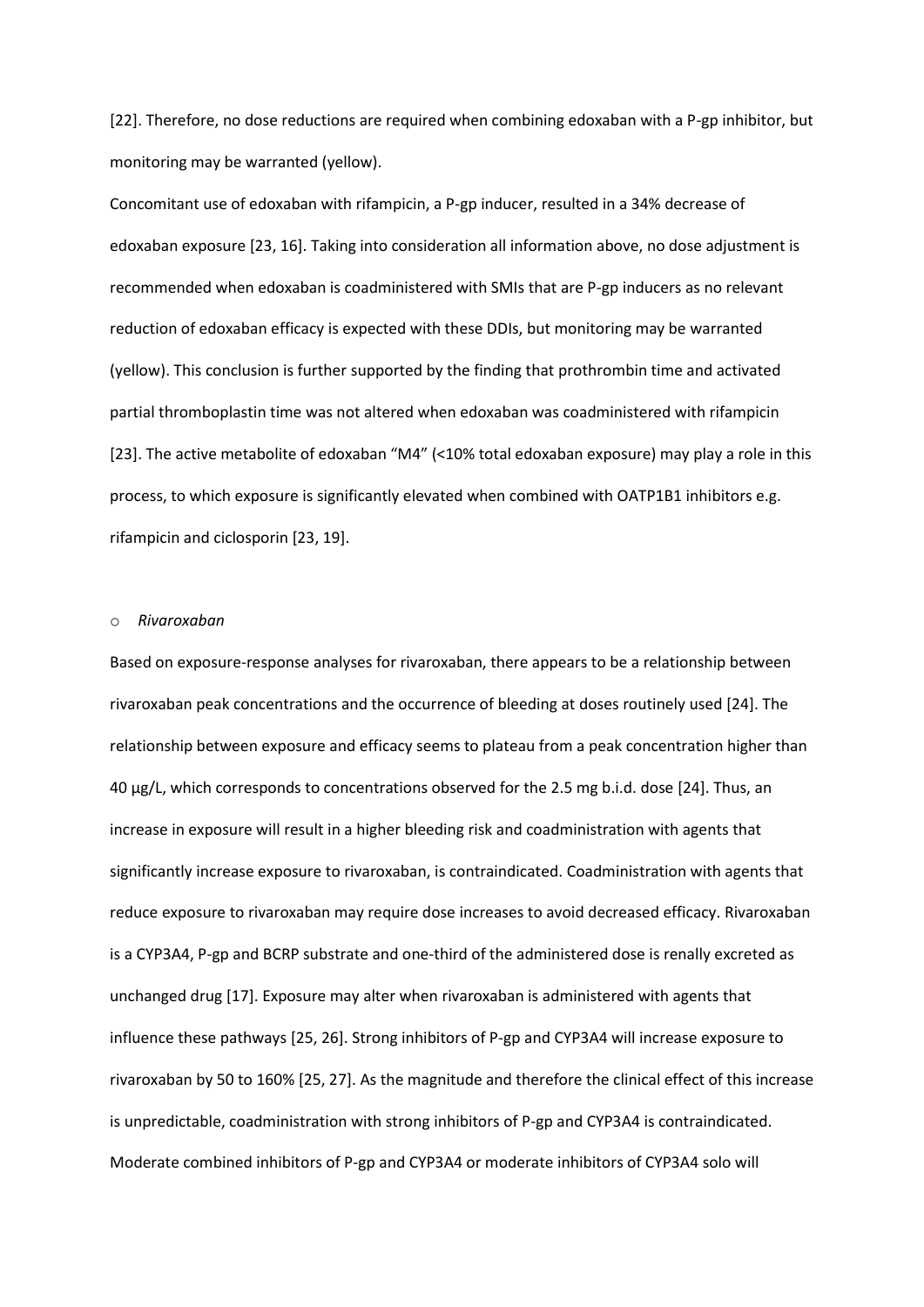[22]. Therefore, no dose reductions are required when combining edoxaban with a P-gp inhibitor, but monitoring may be warranted (yellow).

Concomitant use of edoxaban with rifampicin, a P-gp inducer, resulted in a 34% decrease of edoxaban exposure [23, 16]. Taking into consideration all information above, no dose adjustment is recommended when edoxaban is coadministered with SMIs that are P-gp inducers as no relevant reduction of edoxaban efficacy is expected with these DDIs, but monitoring may be warranted (yellow). This conclusion is further supported by the finding that prothrombin time and activated partial thromboplastin time was not altered when edoxaban was coadministered with rifampicin [23]. The active metabolite of edoxaban "M4" (<10% total edoxaban exposure) may play a role in this process, to which exposure is significantly elevated when combined with OATP1B1 inhibitors e.g. rifampicin and ciclosporin [23, 19].

- *Rivaroxaban*

Based on exposure-response analyses for rivaroxaban, there appears to be a relationship between rivaroxaban peak concentrations and the occurrence of bleeding at doses routinely used [24]. The relationship between exposure and efficacy seems to plateau from a peak concentration higher than 40 µg/L, which corresponds to concentrations observed for the 2.5 mg b.i.d. dose [24]. Thus, an increase in exposure will result in a higher bleeding risk and coadministration with agents that significantly increase exposure to rivaroxaban, is contraindicated. Coadministration with agents that reduce exposure to rivaroxaban may require dose increases to avoid decreased efficacy. Rivaroxaban is a CYP3A4, P-gp and BCRP substrate and one-third of the administered dose is renally excreted as unchanged drug [17]. Exposure may alter when rivaroxaban is administered with agents that influence these pathways [25, 26]. Strong inhibitors of P-gp and CYP3A4 will increase exposure to rivaroxaban by 50 to 160% [25, 27]. As the magnitude and therefore the clinical effect of this increase is unpredictable, coadministration with strong inhibitors of P-gp and CYP3A4 is contraindicated. Moderate combined inhibitors of P-gp and CYP3A4 or moderate inhibitors of CYP3A4 solo will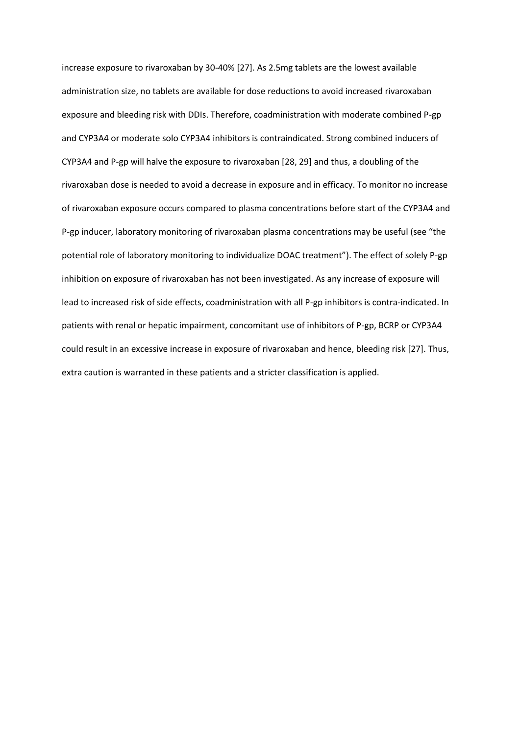increase exposure to rivaroxaban by 30-40% [27]. As 2.5mg tablets are the lowest available administration size, no tablets are available for dose reductions to avoid increased rivaroxaban exposure and bleeding risk with DDIs. Therefore, coadministration with moderate combined P-gp and CYP3A4 or moderate solo CYP3A4 inhibitors is contraindicated. Strong combined inducers of CYP3A4 and P-gp will halve the exposure to rivaroxaban [28, 29] and thus, a doubling of the rivaroxaban dose is needed to avoid a decrease in exposure and in efficacy. To monitor no increase of rivaroxaban exposure occurs compared to plasma concentrations before start of the CYP3A4 and P-gp inducer, laboratory monitoring of rivaroxaban plasma concentrations may be useful (see "the potential role of laboratory monitoring to individualize DOAC treatment"). The effect of solely P-gp inhibition on exposure of rivaroxaban has not been investigated. As any increase of exposure will lead to increased risk of side effects, coadministration with all P-gp inhibitors is contra-indicated. In patients with renal or hepatic impairment, concomitant use of inhibitors of P-gp, BCRP or CYP3A4 could result in an excessive increase in exposure of rivaroxaban and hence, bleeding risk [27]. Thus, extra caution is warranted in these patients and a stricter classification is applied.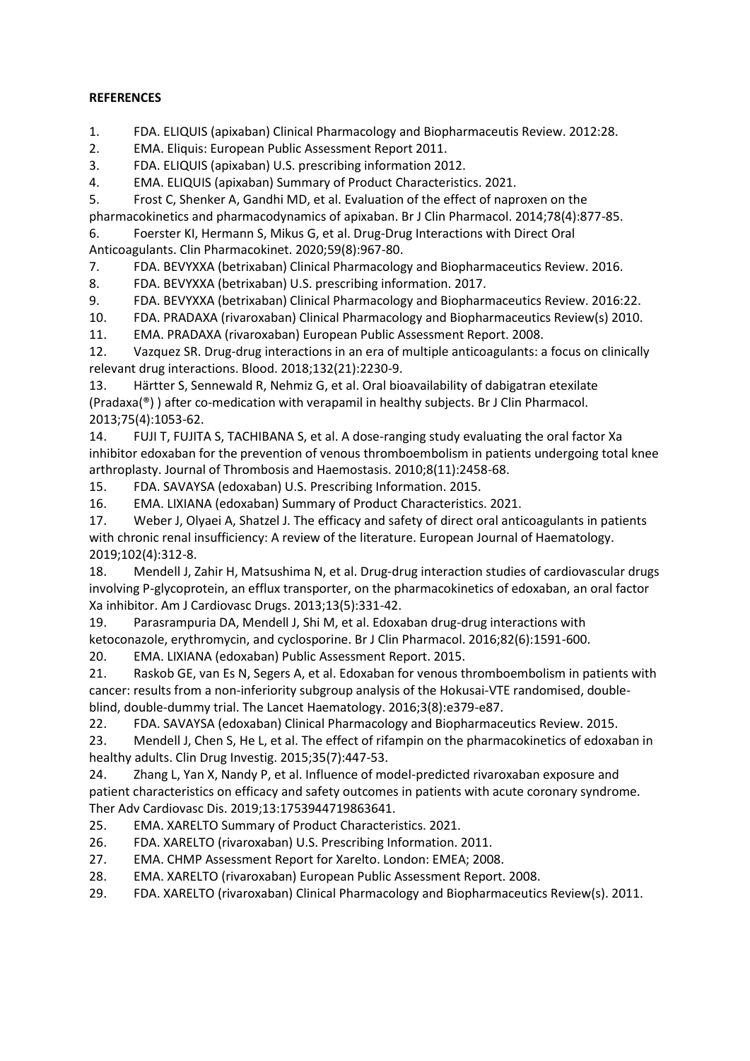**REFERENCES**

1. FDA. ELIQUIS (apixaban) Clinical Pharmacology and Biopharmaceutis Review. 2012:28.
2. EMA. Eliquis: European Public Assessment Report 2011.
3. FDA. ELIQUIS (apixaban) U.S. prescribing information 2012.
4. EMA. ELIQUIS (apixaban) Summary of Product Characteristics. 2021.
5. Frost C, Shenker A, Gandhi MD, et al. Evaluation of the effect of naproxen on the pharmacokinetics and pharmacodynamics of apixaban. Br J Clin Pharmacol. 2014;78(4):877-85.
6. Foerster KI, Hermann S, Mikus G, et al. Drug-Drug Interactions with Direct Oral Anticoagulants. Clin Pharmacokinet. 2020;59(8):967-80.
7. FDA. BEVYXXA (betrixaban) Clinical Pharmacology and Biopharmaceutics Review. 2016.
8. FDA. BEVYXXA (betrixaban) U.S. prescribing information. 2017.
9. FDA. BEVYXXA (betrixaban) Clinical Pharmacology and Biopharmaceutics Review. 2016:22.
10. FDA. PRADAXA (rivaroxaban) Clinical Pharmacology and Biopharmaceutics Review(s) 2010.
11. EMA. PRADAXA (rivaroxaban) European Public Assessment Report. 2008.
12. Vazquez SR. Drug-drug interactions in an era of multiple anticoagulants: a focus on clinically relevant drug interactions. Blood. 2018;132(21):2230-9.
13. Härtter S, Sennewald R, Nehmiz G, et al. Oral bioavailability of dabigatran etexilate (Pradaxa(®) ) after co-medication with verapamil in healthy subjects. Br J Clin Pharmacol. 2013;75(4):1053-62.
14. FUJI T, FUJITA S, TACHIBANA S, et al. A dose-ranging study evaluating the oral factor Xa inhibitor edoxaban for the prevention of venous thromboembolism in patients undergoing total knee arthroplasty. Journal of Thrombosis and Haemostasis. 2010;8(11):2458-68.
15. FDA. SAVAYSA (edoxaban) U.S. Prescribing Information. 2015.
16. EMA. LIXIANA (edoxaban) Summary of Product Characteristics. 2021.
17. Weber J, Olyaei A, Shatzel J. The efficacy and safety of direct oral anticoagulants in patients with chronic renal insufficiency: A review of the literature. European Journal of Haematology. 2019;102(4):312-8.
18. Mendell J, Zahir H, Matsushima N, et al. Drug-drug interaction studies of cardiovascular drugs involving P-glycoprotein, an efflux transporter, on the pharmacokinetics of edoxaban, an oral factor Xa inhibitor. Am J Cardiovasc Drugs. 2013;13(5):331-42.
19. Parasrampuria DA, Mendell J, Shi M, et al. Edoxaban drug-drug interactions with ketoconazole, erythromycin, and cyclosporine. Br J Clin Pharmacol. 2016;82(6):1591-600.
20. EMA. LIXIANA (edoxaban) Public Assessment Report. 2015.
21. Raskob GE, van Es N, Segers A, et al. Edoxaban for venous thromboembolism in patients with cancer: results from a non-inferiority subgroup analysis of the Hokusai-VTE randomised, double-blind, double-dummy trial. The Lancet Haematology. 2016;3(8):e379-e87.
22. FDA. SAVAYSA (edoxaban) Clinical Pharmacology and Biopharmaceutics Review. 2015.
23. Mendell J, Chen S, He L, et al. The effect of rifampin on the pharmacokinetics of edoxaban in healthy adults. Clin Drug Investig. 2015;35(7):447-53.
24. Zhang L, Yan X, Nandy P, et al. Influence of model-predicted rivaroxaban exposure and patient characteristics on efficacy and safety outcomes in patients with acute coronary syndrome. Ther Adv Cardiovasc Dis. 2019;13:1753944719863641.
25. EMA. XARELTO Summary of Product Characteristics. 2021.
26. FDA. XARELTO (rivaroxaban) U.S. Prescribing Information. 2011.
27. EMA. CHMP Assessment Report for Xarelto. London: EMEA; 2008.
28. EMA. XARELTO (rivaroxaban) European Public Assessment Report. 2008.
29. FDA. XARELTO (rivaroxaban) Clinical Pharmacology and Biopharmaceutics Review(s). 2011.